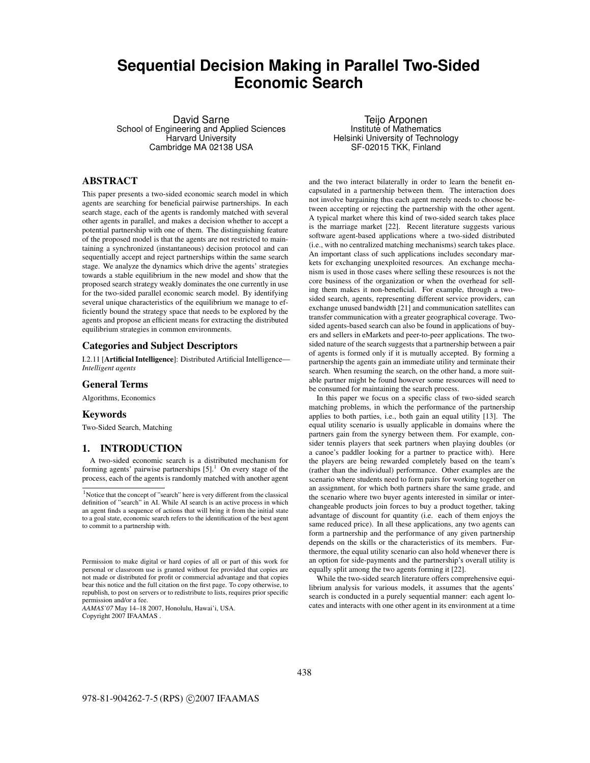# Sequential Decision Making in Parallel Two-Sided Economic Search

David Sarne
School of Engineering and Applied Sciences
Harvard University
Cambridge MA 02138 USA

Teijo Arponen
Institute of Mathematics
Helsinki University of Technology
SF-02015 TKK, Finland

## ABSTRACT

This paper presents a two-sided economic search model in which agents are searching for beneficial pairwise partnerships. In each search stage, each of the agents is randomly matched with several other agents in parallel, and makes a decision whether to accept a potential partnership with one of them. The distinguishing feature of the proposed model is that the agents are not restricted to maintaining a synchronized (instantaneous) decision protocol and can sequentially accept and reject partnerships within the same search stage. We analyze the dynamics which drive the agents' strategies towards a stable equilibrium in the new model and show that the proposed search strategy weakly dominates the one currently in use for the two-sided parallel economic search model. By identifying several unique characteristics of the equilibrium we manage to efficiently bound the strategy space that needs to be explored by the agents and propose an efficient means for extracting the distributed equilibrium strategies in common environments.

### Categories and Subject Descriptors

I.2.11 [**Artificial Intelligence**]: Distributed Artificial Intelligence—*Intelligent agents*

### General Terms

Algorithms, Economics

### Keywords

Two-Sided Search, Matching

## 1. INTRODUCTION

A two-sided economic search is a distributed mechanism for forming agents' pairwise partnerships [5].[1] On every stage of the process, each of the agents is randomly matched with another agent and the two interact bilaterally in order to learn the benefit encapsulated in a partnership between them. The interaction does not involve bargaining thus each agent merely needs to choose between accepting or rejecting the partnership with the other agent. A typical market where this kind of two-sided search takes place is the marriage market [22]. Recent literature suggests various software agent-based applications where a two-sided distributed (i.e., with no centralized matching mechanisms) search takes place. An important class of such applications includes secondary markets for exchanging unexploited resources. An exchange mechanism is used in those cases where selling these resources is not the core business of the organization or when the overhead for selling them makes it non-beneficial. For example, through a two-sided search, agents, representing different service providers, can exchange unused bandwidth [21] and communication satellites can transfer communication with a greater geographical coverage. Two-sided agents-based search can also be found in applications of buyers and sellers in eMarkets and peer-to-peer applications. The two-sided nature of the search suggests that a partnership between a pair of agents is formed only if it is mutually accepted. By forming a partnership the agents gain an immediate utility and terminate their search. When resuming the search, on the other hand, a more suitable partner might be found however some resources will need to be consumed for maintaining the search process.

In this paper we focus on a specific class of two-sided search matching problems, in which the performance of the partnership applies to both parties, i.e., both gain an equal utility [13]. The equal utility scenario is usually applicable in domains where the partners gain from the synergy between them. For example, consider tennis players that seek partners when playing doubles (or a canoe's paddler looking for a partner to practice with). Here the players are being rewarded completely based on the team's (rather than the individual) performance. Other examples are the scenario where students need to form pairs for working together on an assignment, for which both partners share the same grade, and the scenario where two buyer agents interested in similar or interchangeable products join forces to buy a product together, taking advantage of discount for quantity (i.e. each of them enjoys the same reduced price). In all these applications, any two agents can form a partnership and the performance of any given partnership depends on the skills or the characteristics of its members. Furthermore, the equal utility scenario can also hold whenever there is an option for side-payments and the partnership's overall utility is equally split among the two agents forming it [22].

While the two-sided search literature offers comprehensive equilibrium analysis for various models, it assumes that the agents' search is conducted in a purely sequential manner: each agent locates and interacts with one other agent in its environment at a time

[1] Notice that the concept of "search" here is very different from the classical definition of "search" in AI. While AI search is an active process in which an agent finds a sequence of actions that will bring it from the initial state to a goal state, economic search refers to the identification of the best agent to commit to a partnership with.

Permission to make digital or hard copies of all or part of this work for personal or classroom use is granted without fee provided that copies are not made or distributed for profit or commercial advantage and that copies bear this notice and the full citation on the first page. To copy otherwise, to republish, to post on servers or to redistribute to lists, requires prior specific permission and/or a fee.
*AAMAS'07* May 14–18 2007, Honolulu, Hawai'i, USA.
Copyright 2007 IFAAMAS .

978-81-904262-7-5 (RPS) ©2007 IFAAMAS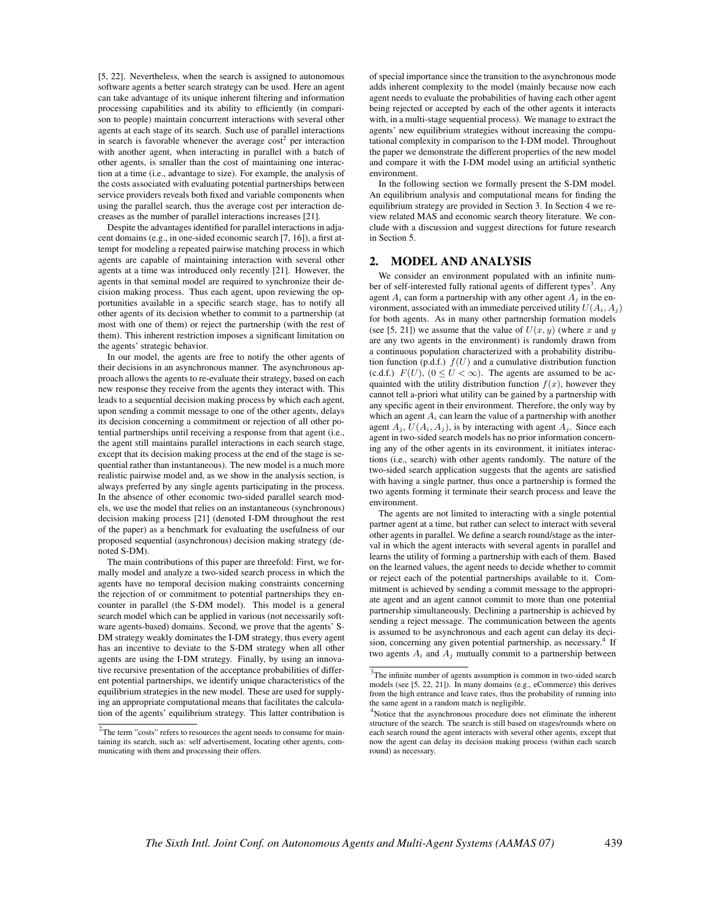[5, 22]. Nevertheless, when the search is assigned to autonomous software agents a better search strategy can be used. Here an agent can take advantage of its unique inherent filtering and information processing capabilities and its ability to efficiently (in comparison to people) maintain concurrent interactions with several other agents at each stage of its search. Such use of parallel interactions in search is favorable whenever the average cost[2] per interaction with another agent, when interacting in parallel with a batch of other agents, is smaller than the cost of maintaining one interaction at a time (i.e., advantage to size). For example, the analysis of the costs associated with evaluating potential partnerships between service providers reveals both fixed and variable components when using the parallel search, thus the average cost per interaction decreases as the number of parallel interactions increases [21].

Despite the advantages identified for parallel interactions in adjacent domains (e.g., in one-sided economic search [7, 16]), a first attempt for modeling a repeated pairwise matching process in which agents are capable of maintaining interaction with several other agents at a time was introduced only recently [21]. However, the agents in that seminal model are required to synchronize their decision making process. Thus each agent, upon reviewing the opportunities available in a specific search stage, has to notify all other agents of its decision whether to commit to a partnership (at most with one of them) or reject the partnership (with the rest of them). This inherent restriction imposes a significant limitation on the agents' strategic behavior.

In our model, the agents are free to notify the other agents of their decisions in an asynchronous manner. The asynchronous approach allows the agents to re-evaluate their strategy, based on each new response they receive from the agents they interact with. This leads to a sequential decision making process by which each agent, upon sending a commit message to one of the other agents, delays its decision concerning a commitment or rejection of all other potential partnerships until receiving a response from that agent (i.e., the agent still maintains parallel interactions in each search stage, except that its decision making process at the end of the stage is sequential rather than instantaneous). The new model is a much more realistic pairwise model and, as we show in the analysis section, is always preferred by any single agents participating in the process. In the absence of other economic two-sided parallel search models, we use the model that relies on an instantaneous (synchronous) decision making process [21] (denoted I-DM throughout the rest of the paper) as a benchmark for evaluating the usefulness of our proposed sequential (asynchronous) decision making strategy (denoted S-DM).

The main contributions of this paper are threefold: First, we formally model and analyze a two-sided search process in which the agents have no temporal decision making constraints concerning the rejection of or commitment to potential partnerships they encounter in parallel (the S-DM model). This model is a general search model which can be applied in various (not necessarily software agents-based) domains. Second, we prove that the agents' S-DM strategy weakly dominates the I-DM strategy, thus every agent has an incentive to deviate to the S-DM strategy when all other agents are using the I-DM strategy. Finally, by using an innovative recursive presentation of the acceptance probabilities of different potential partnerships, we identify unique characteristics of the equilibrium strategies in the new model. These are used for supplying an appropriate computational means that facilitates the calculation of the agents' equilibrium strategy. This latter contribution is of special importance since the transition to the asynchronous mode adds inherent complexity to the model (mainly because now each agent needs to evaluate the probabilities of having each other agent being rejected or accepted by each of the other agents it interacts with, in a multi-stage sequential process). We manage to extract the agents' new equilibrium strategies without increasing the computational complexity in comparison to the I-DM model. Throughout the paper we demonstrate the different properties of the new model and compare it with the I-DM model using an artificial synthetic environment.

In the following section we formally present the S-DM model. An equilibrium analysis and computational means for finding the equilibrium strategy are provided in Section 3. In Section 4 we review related MAS and economic search theory literature. We conclude with a discussion and suggest directions for future research in Section 5.

## 2. MODEL AND ANALYSIS

We consider an environment populated with an infinite number of self-interested fully rational agents of different types[3]. Any agent $A_i$ can form a partnership with any other agent $A_j$ in the environment, associated with an immediate perceived utility $U(A_i, A_j)$ for both agents. As in many other partnership formation models (see [5, 21]) we assume that the value of $U(x, y)$ (where $x$ and $y$ are any two agents in the environment) is randomly drawn from a continuous population characterized with a probability distribution function (p.d.f.) $f(U)$ and a cumulative distribution function (c.d.f.) $F(U)$, $(0 \leq U < \infty)$. The agents are assumed to be acquainted with the utility distribution function $f(x)$, however they cannot tell a-priori what utility can be gained by a partnership with any specific agent in their environment. Therefore, the only way by which an agent $A_i$ can learn the value of a partnership with another agent $A_j$, $U(A_i, A_j)$, is by interacting with agent $A_j$. Since each agent in two-sided search models has no prior information concerning any of the other agents in its environment, it initiates interactions (i.e., search) with other agents randomly. The nature of the two-sided search application suggests that the agents are satisfied with having a single partner, thus once a partnership is formed the two agents forming it terminate their search process and leave the environment.

The agents are not limited to interacting with a single potential partner agent at a time, but rather can select to interact with several other agents in parallel. We define a search round/stage as the interval in which the agent interacts with several agents in parallel and learns the utility of forming a partnership with each of them. Based on the learned values, the agent needs to decide whether to commit or reject each of the potential partnerships available to it. Commitment is achieved by sending a commit message to the appropriate agent and an agent cannot commit to more than one potential partnership simultaneously. Declining a partnership is achieved by sending a reject message. The communication between the agents is assumed to be asynchronous and each agent can delay its decision, concerning any given potential partnership, as necessary.[4] If two agents $A_i$ and $A_j$ mutually commit to a partnership between

[2] The term "costs" refers to resources the agent needs to consume for maintaining its search, such as: self advertisement, locating other agents, communicating with them and processing their offers.

[3] The infinite number of agents assumption is common in two-sided search models (see [5, 22, 21]). In many domains (e.g., eCommerce) this derives from the high entrance and leave rates, thus the probability of running into the same agent in a random match is negligible.

[4] Notice that the asynchronous procedure does not eliminate the inherent structure of the search. The search is still based on stages/rounds where on each search round the agent interacts with several other agents, except that now the agent can delay its decision making process (within each search round) as necessary.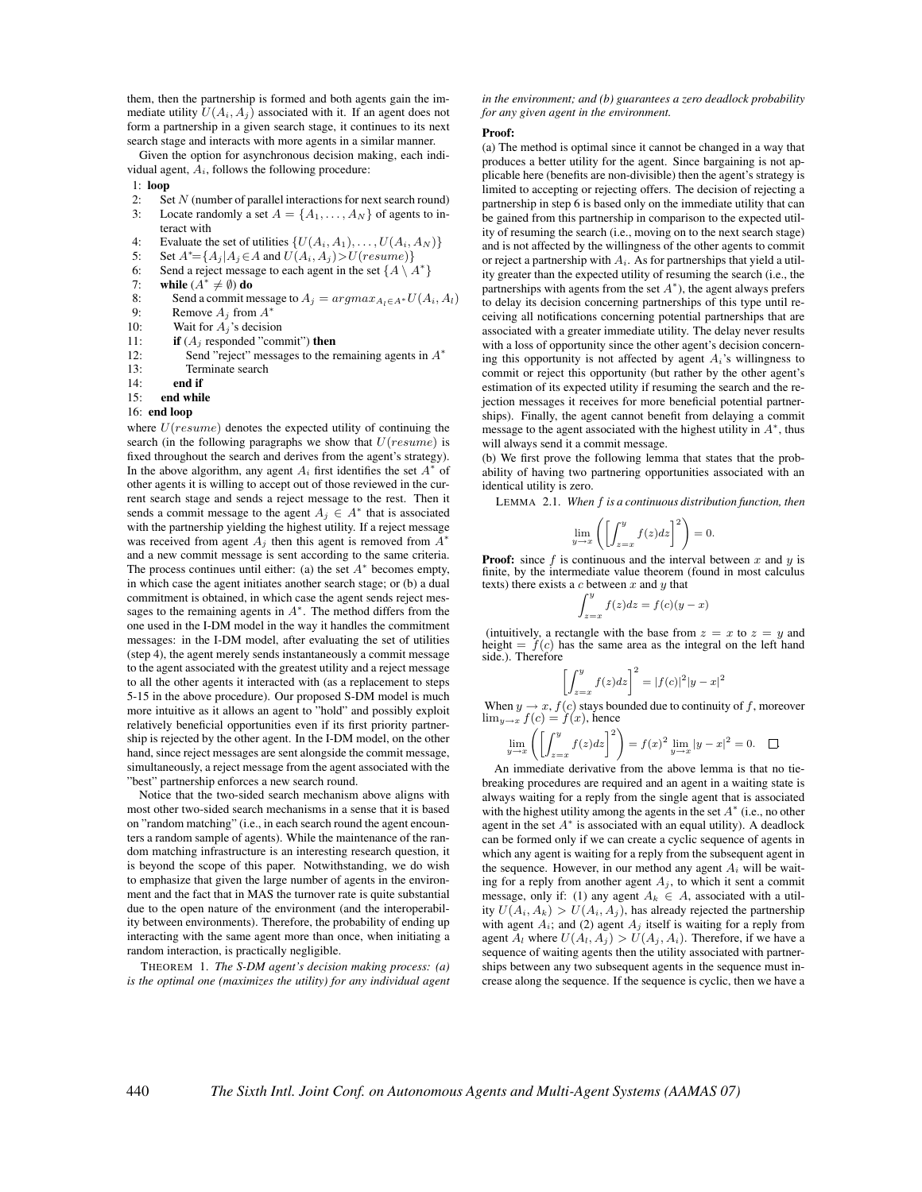them, then the partnership is formed and both agents gain the immediate utility $U(A_i, A_j)$ associated with it. If an agent does not form a partnership in a given search stage, it continues to its next search stage and interacts with more agents in a similar manner.

Given the option for asynchronous decision making, each individual agent, $A_i$, follows the following procedure:

```
1:  loop
2:    Set N (number of parallel interactions for next search round)
3:    Locate randomly a set A = {A_1, ..., A_N} of agents to interact with
4:    Evaluate the set of utilities {U(A_i, A_1), ..., U(A_i, A_N)}
5:    Set A* = {A_j | A_j ∈ A and U(A_i, A_j) > U(resume)}
6:    Send a reject message to each agent in the set {A \ A*}
7:    while (A* ≠ ∅) do
8:      Send a commit message to A_j = argmax_{A_l ∈ A*} U(A_i, A_l)
9:      Remove A_j from A*
10:     Wait for A_j's decision
11:     if (A_j responded "commit") then
12:       Send "reject" messages to the remaining agents in A*
13:       Terminate search
14:     end if
15:   end while
16: end loop
```

where $U(resume)$ denotes the expected utility of continuing the search (in the following paragraphs we show that $U(resume)$ is fixed throughout the search and derives from the agent's strategy). In the above algorithm, any agent $A_i$ first identifies the set $A^*$ of other agents it is willing to accept out of those reviewed in the current search stage and sends a reject message to the rest. Then it sends a commit message to the agent $A_j \in A^*$ that is associated with the partnership yielding the highest utility. If a reject message was received from agent $A_j$ then this agent is removed from $A^*$ and a new commit message is sent according to the same criteria. The process continues until either: (a) the set $A^*$ becomes empty, in which case the agent initiates another search stage; or (b) a dual commitment is obtained, in which case the agent sends reject messages to the remaining agents in $A^*$. The method differs from the one used in the I-DM model in the way it handles the commitment messages: in the I-DM model, after evaluating the set of utilities (step 4), the agent merely sends instantaneously a commit message to the agent associated with the greatest utility and a reject message to all the other agents it interacted with (as a replacement to steps 5-15 in the above procedure). Our proposed S-DM model is much more intuitive as it allows an agent to "hold" and possibly exploit relatively beneficial opportunities even if its first priority partnership is rejected by the other agent. In the I-DM model, on the other hand, since reject messages are sent alongside the commit message, simultaneously, a reject message from the agent associated with the "best" partnership enforces a new search round.

Notice that the two-sided search mechanism above aligns with most other two-sided search mechanisms in a sense that it is based on "random matching" (i.e., in each search round the agent encounters a random sample of agents). While the maintenance of the random matching infrastructure is an interesting research question, it is beyond the scope of this paper. Notwithstanding, we do wish to emphasize that given the large number of agents in the environment and the fact that in MAS the turnover rate is quite substantial due to the open nature of the environment (and the interoperability between environments). Therefore, the probability of ending up interacting with the same agent more than once, when initiating a random interaction, is practically negligible.

THEOREM 1. *The S-DM agent's decision making process: (a) is the optimal one (maximizes the utility) for any individual agent in the environment; and (b) guarantees a zero deadlock probability for any given agent in the environment.*

**Proof:**
(a) The method is optimal since it cannot be changed in a way that produces a better utility for the agent. Since bargaining is not applicable here (benefits are non-divisible) then the agent's strategy is limited to accepting or rejecting offers. The decision of rejecting a partnership in step 6 is based only on the immediate utility that can be gained from this partnership in comparison to the expected utility of resuming the search (i.e., moving on to the next search stage) and is not affected by the willingness of the other agents to commit or reject a partnership with $A_i$. As for partnerships that yield a utility greater than the expected utility of resuming the search (i.e., the partnerships with agents from the set $A^*$), the agent always prefers to delay its decision concerning partnerships of this type until receiving all notifications concerning potential partnerships that are associated with a greater immediate utility. The delay never results with a loss of opportunity since the other agent's decision concerning this opportunity is not affected by agent $A_i$'s willingness to commit or reject this opportunity (but rather by the other agent's estimation of its expected utility if resuming the search and the rejection messages it receives for more beneficial potential partnerships). Finally, the agent cannot benefit from delaying a commit message to the agent associated with the highest utility in $A^*$, thus will always send it a commit message.
(b) We first prove the following lemma that states that the probability of having two partnering opportunities associated with an identical utility is zero.

LEMMA 2.1. *When $f$ is a continuous distribution function, then*

$$\lim_{y \to x} \left( \left[ \int_{z=x}^{y} f(z)dz \right]^2 \right) = 0.$$

**Proof:** since $f$ is continuous and the interval between $x$ and $y$ is finite, by the intermediate value theorem (found in most calculus texts) there exists a $c$ between $x$ and $y$ that

$$\int_{z=x}^{y} f(z)dz = f(c)(y - x)$$

(intuitively, a rectangle with the base from $z = x$ to $z = y$ and height $= f(c)$ has the same area as the integral on the left hand side.). Therefore

$$\left[ \int_{z=x}^{y} f(z)dz \right]^2 = |f(c)|^2 |y - x|^2$$

When $y \to x$, $f(c)$ stays bounded due to continuity of $f$, moreover $\lim_{y \to x} f(c) = f(x)$, hence

$$\lim_{y \to x} \left( \left[ \int_{z=x}^{y} f(z)dz \right]^2 \right) = f(x)^2 \lim_{y \to x} |y - x|^2 = 0. \quad \square$$

An immediate derivative from the above lemma is that no tie-breaking procedures are required and an agent in a waiting state is always waiting for a reply from the single agent that is associated with the highest utility among the agents in the set $A^*$ (i.e., no other agent in the set $A^*$ is associated with an equal utility). A deadlock can be formed only if we can create a cyclic sequence of agents in which any agent is waiting for a reply from the subsequent agent in the sequence. However, in our method any agent $A_i$ will be waiting for a reply from another agent $A_j$, to which it sent a commit message, only if: (1) any agent $A_k \in A$, associated with a utility $U(A_i, A_k) > U(A_i, A_j)$, has already rejected the partnership with agent $A_i$; and (2) agent $A_j$ itself is waiting for a reply from agent $A_l$ where $U(A_l, A_j) > U(A_j, A_i)$. Therefore, if we have a sequence of waiting agents then the utility associated with partnerships between any two subsequent agents in the sequence must increase along the sequence. If the sequence is cyclic, then we have a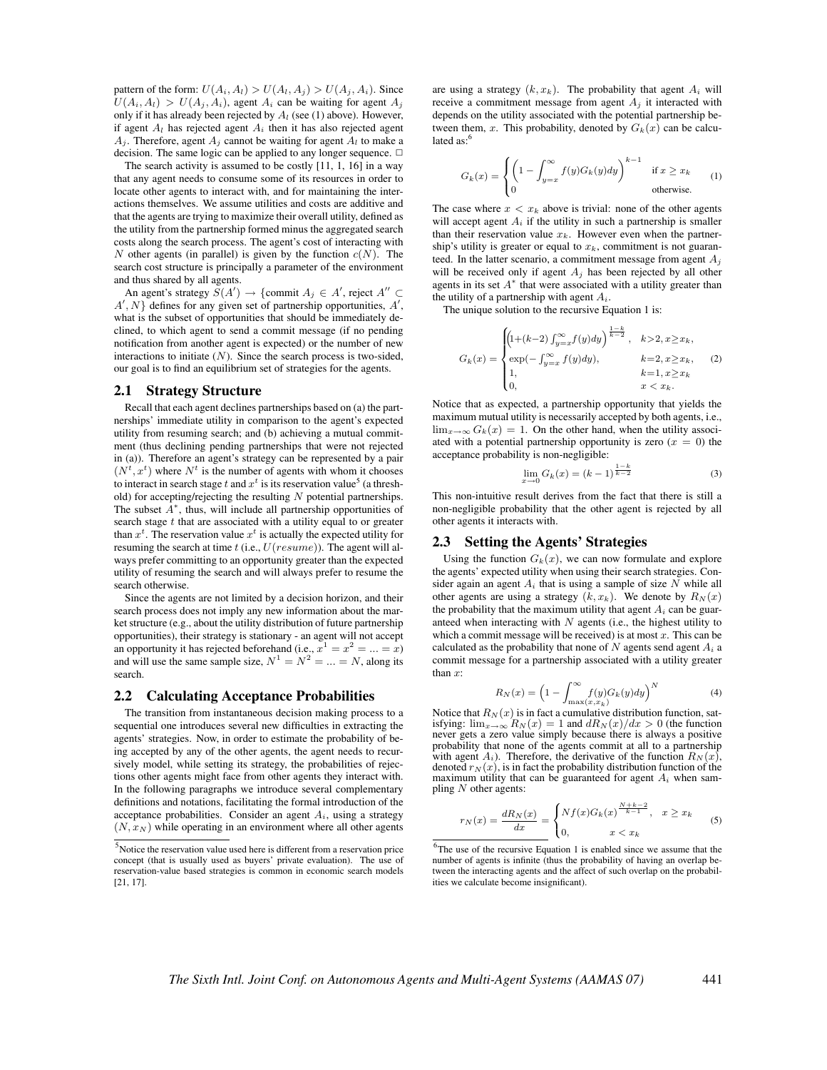pattern of the form: $U(A_i, A_l) > U(A_l, A_j) > U(A_j, A_i)$. Since $U(A_i, A_l) > U(A_j, A_i)$, agent $A_i$ can be waiting for agent $A_j$ only if it has already been rejected by $A_l$ (see (1) above). However, if agent $A_l$ has rejected agent $A_i$ then it has also rejected agent $A_j$. Therefore, agent $A_j$ cannot be waiting for agent $A_l$ to make a decision. The same logic can be applied to any longer sequence. □

The search activity is assumed to be costly [11, 1, 16] in a way that any agent needs to consume some of its resources in order to locate other agents to interact with, and for maintaining the interactions themselves. We assume utilities and costs are additive and that the agents are trying to maximize their overall utility, defined as the utility from the partnership formed minus the aggregated search costs along the search process. The agent's cost of interacting with $N$ other agents (in parallel) is given by the function $c(N)$. The search cost structure is principally a parameter of the environment and thus shared by all agents.

An agent's strategy $S(A') \rightarrow \{\text{commit } A_j \in A', \text{reject } A'' \subset A', N\}$ defines for any given set of partnership opportunities, $A'$, what is the subset of opportunities that should be immediately declined, to which agent to send a commit message (if no pending notification from another agent is expected) or the number of new interactions to initiate ($N$). Since the search process is two-sided, our goal is to find an equilibrium set of strategies for the agents.

## 2.1 Strategy Structure

Recall that each agent declines partnerships based on (a) the partnerships' immediate utility in comparison to the agent's expected utility from resuming search; and (b) achieving a mutual commitment (thus declining pending partnerships that were not rejected in (a)). Therefore an agent's strategy can be represented by a pair $(N^t, x^t)$ where $N^t$ is the number of agents with whom it chooses to interact in search stage $t$ and $x^t$ is its reservation value[5] (a threshold) for accepting/rejecting the resulting $N$ potential partnerships. The subset $A^*$, thus, will include all partnership opportunities of search stage $t$ that are associated with a utility equal to or greater than $x^t$. The reservation value $x^t$ is actually the expected utility for resuming the search at time $t$ (i.e., $U(resume)$). The agent will always prefer committing to an opportunity greater than the expected utility of resuming the search and will always prefer to resume the search otherwise.

Since the agents are not limited by a decision horizon, and their search process does not imply any new information about the market structure (e.g., about the utility distribution of future partnership opportunities), their strategy is stationary - an agent will not accept an opportunity it has rejected beforehand (i.e., $x^1 = x^2 = ... = x$) and will use the same sample size, $N^1 = N^2 = ... = N$, along its search.

## 2.2 Calculating Acceptance Probabilities

The transition from instantaneous decision making process to a sequential one introduces several new difficulties in extracting the agents' strategies. Now, in order to estimate the probability of being accepted by any of the other agents, the agent needs to recursively model, while setting its strategy, the probabilities of rejections other agents might face from other agents they interact with. In the following paragraphs we introduce several complementary definitions and notations, facilitating the formal introduction of the acceptance probabilities. Consider an agent $A_i$, using a strategy $(N, x_N)$ while operating in an environment where all other agents are using a strategy $(k, x_k)$. The probability that agent $A_i$ will receive a commitment message from agent $A_j$ it interacted with depends on the utility associated with the potential partnership between them, $x$. This probability, denoted by $G_k(x)$ can be calculated as:[6]

$$G_k(x) = \begin{cases} \left(1 - \int_{y=x}^{\infty} f(y)G_k(y)dy\right)^{k-1} & \text{if } x \geq x_k \\ 0 & \text{otherwise.} \end{cases} \quad (1)$$

The case where $x < x_k$ above is trivial: none of the other agents will accept agent $A_i$ if the utility in such a partnership is smaller than their reservation value $x_k$. However even when the partnership's utility is greater or equal to $x_k$, commitment is not guaranteed. In the latter scenario, a commitment message from agent $A_j$ will be received only if agent $A_j$ has been rejected by all other agents in its set $A^*$ that were associated with a utility greater than the utility of a partnership with agent $A_i$.

The unique solution to the recursive Equation 1 is:

$$G_k(x) = \begin{cases} \left(1+(k-2)\int_{y=x}^{\infty} f(y)dy\right)^{\frac{1-k}{k-2}}, & k>2, x \geq x_k, \\ \exp(-\int_{y=x}^{\infty} f(y)dy), & k=2, x \geq x_k, \\ 1, & k=1, x \geq x_k \\ 0, & x < x_k. \end{cases} \quad (2)$$

Notice that as expected, a partnership opportunity that yields the maximum mutual utility is necessarily accepted by both agents, i.e., $\lim_{x\to\infty} G_k(x) = 1$. On the other hand, when the utility associated with a potential partnership opportunity is zero ($x = 0$) the acceptance probability is non-negligible:

$$\lim_{x\to 0} G_k(x) = (k-1)^{\frac{1-k}{k-2}} \quad (3)$$

This non-intuitive result derives from the fact that there is still a non-negligible probability that the other agent is rejected by all other agents it interacts with.

## 2.3 Setting the Agents' Strategies

Using the function $G_k(x)$, we can now formulate and explore the agents' expected utility when using their search strategies. Consider again an agent $A_i$ that is using a sample of size $N$ while all other agents are using a strategy $(k, x_k)$. We denote by $R_N(x)$ the probability that the maximum utility that agent $A_i$ can be guaranteed when interacting with $N$ agents (i.e., the highest utility to which a commit message will be received) is at most $x$. This can be calculated as the probability that none of $N$ agents send agent $A_i$ a commit message for a partnership associated with a utility greater than $x$:

$$R_N(x) = \left(1 - \int_{\max(x,x_k)}^{\infty} f(y)G_k(y)dy\right)^N \quad (4)$$

Notice that $R_N(x)$ is in fact a cumulative distribution function, satisfying: $\lim_{x\to\infty} R_N(x) = 1$ and $dR_N(x)/dx > 0$ (the function never gets a zero value simply because there is always a positive probability that none of the agents commit at all to a partnership with agent $A_i$). Therefore, the derivative of the function $R_N(x)$, denoted $r_N(x)$, is in fact the probability distribution function of the maximum utility that can be guaranteed for agent $A_i$ when sampling $N$ other agents:

$$r_N(x) = \frac{dR_N(x)}{dx} = \begin{cases} Nf(x)G_k(x)^{\frac{N+k-2}{k-1}}, & x \geq x_k \\ 0, & x < x_k \end{cases} \quad (5)$$

---

[5] Notice the reservation value used here is different from a reservation price concept (that is usually used as buyers' private evaluation). The use of reservation-value based strategies is common in economic search models [21, 17].

[6] The use of the recursive Equation 1 is enabled since we assume that the number of agents is infinite (thus the probability of having an overlap between the interacting agents and the affect of such overlap on the probabilities we calculate become insignificant).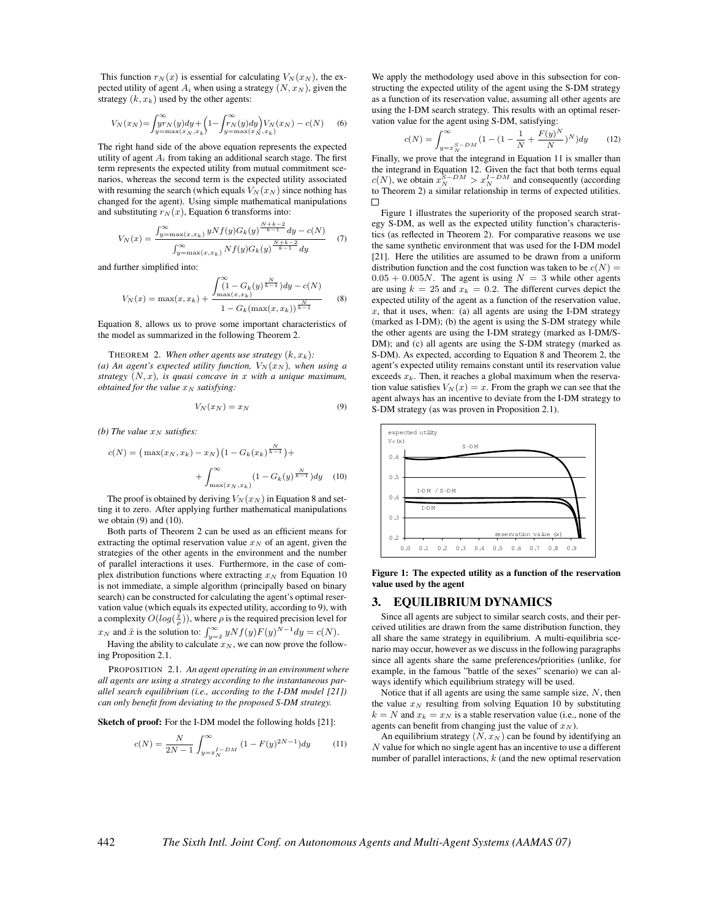This function $r_N(x)$ is essential for calculating $V_N(x_N)$, the expected utility of agent $A_i$ when using a strategy $(N, x_N)$, given the strategy $(k, x_k)$ used by the other agents:

$$V_N(x_N) = \int_{y=\max(x_N,x_k)}^{\infty} y r_N(y) dy + \Big(1 - \int_{y=\max(x_N,x_k)}^{\infty} r_N(y) dy\Big) V_N(x_N) - c(N) \quad (6)$$

The right hand side of the above equation represents the expected utility of agent $A_i$ from taking an additional search stage. The first term represents the expected utility from mutual commitment scenarios, whereas the second term is the expected utility associated with resuming the search (which equals $V_N(x_N)$ since nothing has changed for the agent). Using simple mathematical manipulations and substituting $r_N(x)$, Equation 6 transforms into:

$$V_N(x) = \frac{\int_{y=\max(x,x_k)}^{\infty} yNf(y)G_k(y)^{\frac{N+k-2}{k-1}} dy - c(N)}{\int_{y=\max(x,x_k)}^{\infty} Nf(y)G_k(y)^{\frac{N+k-2}{k-1}} dy} \quad (7)$$

and further simplified into:

$$V_N(x) = \max(x, x_k) + \frac{\int_{\max(x,x_k)}^{\infty} (1 - G_k(y)^{\frac{N}{k-1}}) dy - c(N)}{1 - G_k(\max(x, x_k))^{\frac{N}{k-1}}} \quad (8)$$

Equation 8, allows us to prove some important characteristics of the model as summarized in the following Theorem 2.

THEOREM 2. *When other agents use strategy $(k, x_k)$:*
*(a) An agent's expected utility function, $V_N(x_N)$, when using a strategy $(N, x)$, is quasi concave in $x$ with a unique maximum, obtained for the value $x_N$ satisfying:*

$$V_N(x_N) = x_N \quad (9)$$

*(b) The value $x_N$ satisfies:*

$$c(N) = \big(\max(x_N, x_k) - x_N\big)\big(1 - G_k(x_k)^{\frac{N}{k-1}}\big) + \int_{\max(x_N,x_k)}^{\infty} (1 - G_k(y)^{\frac{N}{k-1}}) dy \quad (10)$$

The proof is obtained by deriving $V_N(x_N)$ in Equation 8 and setting it to zero. After applying further mathematical manipulations we obtain (9) and (10).

Both parts of Theorem 2 can be used as an efficient means for extracting the optimal reservation value $x_N$ of an agent, given the strategies of the other agents in the environment and the number of parallel interactions it uses. Furthermore, in the case of complex distribution functions where extracting $x_N$ from Equation 10 is not immediate, a simple algorithm (principally based on binary search) can be constructed for calculating the agent's optimal reservation value (which equals its expected utility, according to 9), with a complexity $O(\log(\frac{\hat{x}}{\rho}))$, where $\rho$ is the required precision level for $x_N$ and $\hat{x}$ is the solution to: $\int_{y=\hat{x}}^{\infty} yNf(y)F(y)^{N-1} dy = c(N)$.

Having the ability to calculate $x_N$, we can now prove the following Proposition 2.1.

PROPOSITION 2.1. *An agent operating in an environment where all agents are using a strategy according to the instantaneous parallel search equilibrium (i.e., according to the I-DM model [21]) can only benefit from deviating to the proposed S-DM strategy.*

**Sketch of proof:** For the I-DM model the following holds [21]:

$$c(N) = \frac{N}{2N-1} \int_{y=x_N^{I-DM}}^{\infty} (1 - F(y)^{2N-1}) dy \quad (11)$$

We apply the methodology used above in this subsection for constructing the expected utility of the agent using the S-DM strategy as a function of its reservation value, assuming all other agents are using the I-DM search strategy. This results with an optimal reservation value for the agent using S-DM, satisfying:

$$c(N) = \int_{y=x_N^{S-DM}}^{\infty} (1 - (1 - \frac{1}{N} + \frac{F(y)^N}{N})^N) dy \quad (12)$$

Finally, we prove that the integrand in Equation 11 is smaller than the integrand in Equation 12. Given the fact that both terms equal $c(N)$, we obtain $x_N^{S-DM} > x_N^{I-DM}$ and consequently (according to Theorem 2) a similar relationship in terms of expected utilities. □

Figure 1 illustrates the superiority of the proposed search strategy S-DM, as well as the expected utility function's characteristics (as reflected in Theorem 2). For comparative reasons we use the same synthetic environment that was used for the I-DM model [21]. Here the utilities are assumed to be drawn from a uniform distribution function and the cost function was taken to be $c(N) = 0.05 + 0.005N$. The agent is using $N = 3$ while other agents are using $k = 25$ and $x_k = 0.2$. The different curves depict the expected utility of the agent as a function of the reservation value, $x$, that it uses, when: (a) all agents are using the I-DM strategy (marked as I-DM); (b) the agent is using the S-DM strategy while the other agents are using the I-DM strategy (marked as I-DM/S-DM); and (c) all agents are using the S-DM strategy (marked as S-DM). As expected, according to Equation 8 and Theorem 2, the agent's expected utility remains constant until its reservation value exceeds $x_k$. Then, it reaches a global maximum when the reservation value satisfies $V_N(x) = x$. From the graph we can see that the agent always has an incentive to deviate from the I-DM strategy to S-DM strategy (as was proven in Proposition 2.1).

**Figure 1: The expected utility as a function of the reservation value used by the agent**

## 3. EQUILIBRIUM DYNAMICS

Since all agents are subject to similar search costs, and their perceived utilities are drawn from the same distribution function, they all share the same strategy in equilibrium. A multi-equilibria scenario may occur, however as we discuss in the following paragraphs since all agents share the same preferences/priorities (unlike, for example, in the famous "battle of the sexes" scenario) we can always identify which equilibrium strategy will be used.

Notice that if all agents are using the same sample size, $N$, then the value $x_N$ resulting from solving Equation 10 by substituting $k = N$ and $x_k = x_N$ is a stable reservation value (i.e., none of the agents can benefit from changing just the value of $x_N$).

An equilibrium strategy $(N, x_N)$ can be found by identifying an $N$ value for which no single agent has an incentive to use a different number of parallel interactions, $k$ (and the new optimal reservation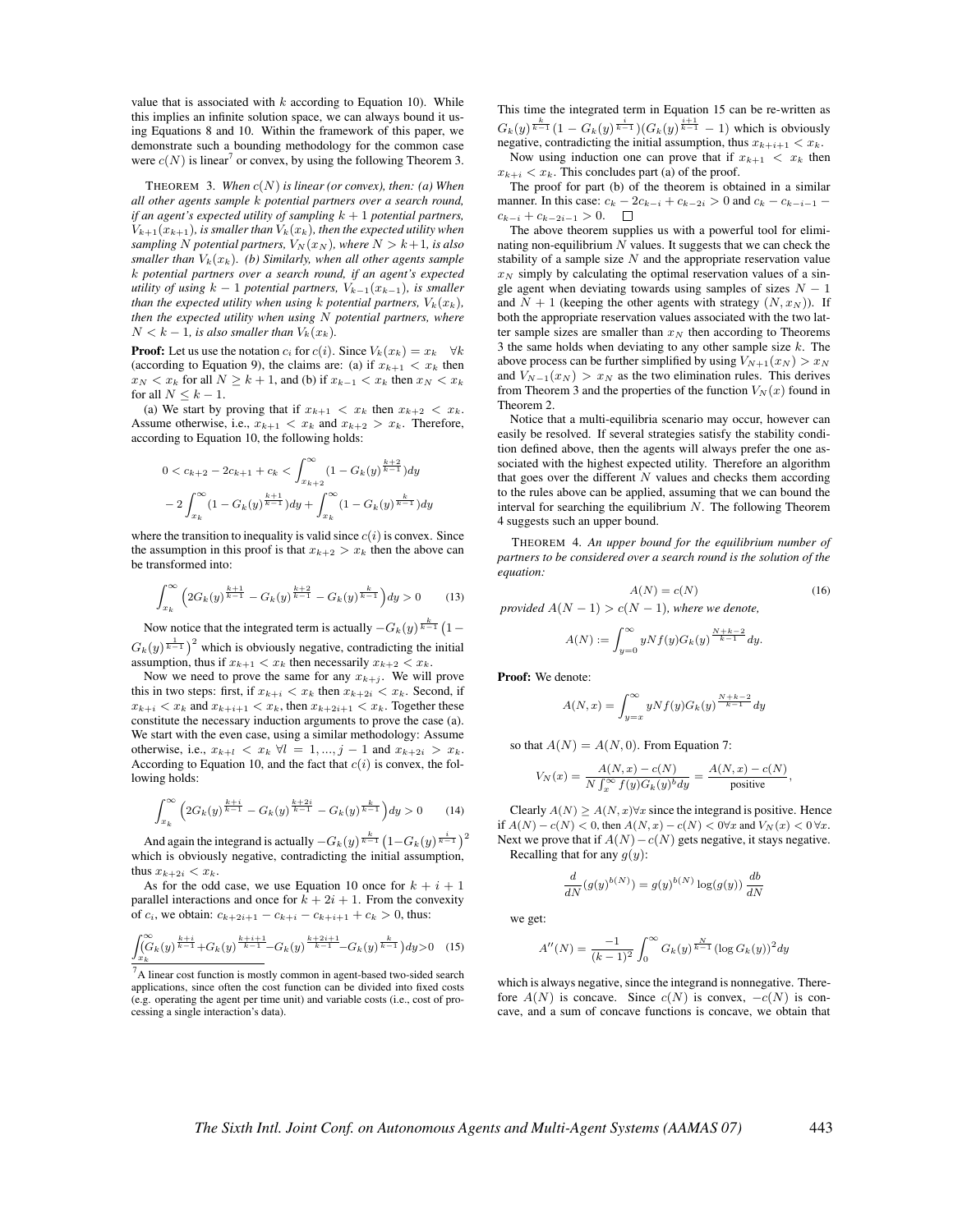value that is associated with $k$ according to Equation 10). While this implies an infinite solution space, we can always bound it using Equations 8 and 10. Within the framework of this paper, we demonstrate such a bounding methodology for the common case were $c(N)$ is linear[7] or convex, by using the following Theorem 3.

THEOREM 3. *When $c(N)$ is linear (or convex), then: (a) When all other agents sample $k$ potential partners over a search round, if an agent's expected utility of sampling $k+1$ potential partners, $V_{k+1}(x_{k+1})$, is smaller than $V_k(x_k)$, then the expected utility when sampling $N$ potential partners, $V_N(x_N)$, where $N > k+1$, is also smaller than $V_k(x_k)$. (b) Similarly, when all other agents sample $k$ potential partners over a search round, if an agent's expected utility of using $k-1$ potential partners, $V_{k-1}(x_{k-1})$, is smaller than the expected utility when using $k$ potential partners, $V_k(x_k)$, then the expected utility when using $N$ potential partners, where $N < k-1$, is also smaller than $V_k(x_k)$.*

**Proof:** Let us use the notation $c_i$ for $c(i)$. Since $V_k(x_k) = x_k \quad \forall k$ (according to Equation 9), the claims are: (a) if $x_{k+1} < x_k$ then $x_N < x_k$ for all $N \geq k+1$, and (b) if $x_{k-1} < x_k$ then $x_N < x_k$ for all $N \leq k-1$.

(a) We start by proving that if $x_{k+1} < x_k$ then $x_{k+2} < x_k$. Assume otherwise, i.e., $x_{k+1} < x_k$ and $x_{k+2} > x_k$. Therefore, according to Equation 10, the following holds:

$$0 < c_{k+2} - 2c_{k+1} + c_k < \int_{x_{k+2}}^{\infty}(1 - G_k(y)^{\frac{k+2}{k-1}})dy$$
$$-2\int_{x_k}^{\infty}(1 - G_k(y)^{\frac{k+1}{k-1}})dy + \int_{x_k}^{\infty}(1 - G_k(y)^{\frac{k}{k-1}})dy$$

where the transition to inequality is valid since $c(i)$ is convex. Since the assumption in this proof is that $x_{k+2} > x_k$ then the above can be transformed into:

$$\int_{x_k}^{\infty}\Big(2G_k(y)^{\frac{k+1}{k-1}} - G_k(y)^{\frac{k+2}{k-1}} - G_k(y)^{\frac{k}{k-1}}\Big)dy > 0 \qquad (13)$$

Now notice that the integrated term is actually $-G_k(y)^{\frac{k}{k-1}}\big(1 - G_k(y)^{\frac{1}{k-1}}\big)^2$ which is obviously negative, contradicting the initial assumption, thus if $x_{k+1} < x_k$ then necessarily $x_{k+2} < x_k$.

Now we need to prove the same for any $x_{k+j}$. We will prove this in two steps: first, if $x_{k+i} < x_k$ then $x_{k+2i} < x_k$. Second, if $x_{k+i} < x_k$ and $x_{k+i+1} < x_k$, then $x_{k+2i+1} < x_k$. Together these constitute the necessary induction arguments to prove the case (a). We start with the even case, using a similar methodology: Assume otherwise, i.e., $x_{k+l} < x_k \; \forall l = 1, ..., j-1$ and $x_{k+2i} > x_k$. According to Equation 10, and the fact that $c(i)$ is convex, the following holds:

$$\int_{x_k}^{\infty}\Big(2G_k(y)^{\frac{k+i}{k-1}} - G_k(y)^{\frac{k+2i}{k-1}} - G_k(y)^{\frac{k}{k-1}}\Big)dy > 0 \qquad (14)$$

And again the integrand is actually $-G_k(y)^{\frac{k}{k-1}}\big(1 - G_k(y)^{\frac{i}{k-1}}\big)^2$ which is obviously negative, contradicting the initial assumption, thus $x_{k+2i} < x_k$.

As for the odd case, we use Equation 10 once for $k+i+1$ parallel interactions and once for $k+2i+1$. From the convexity of $c_i$, we obtain: $c_{k+2i+1} - c_{k+i} - c_{k+i+1} + c_k > 0$, thus:

$$\int_{x_k}^{\infty}\!\!\big(G_k(y)^{\frac{k+i}{k-1}} + G_k(y)^{\frac{k+i+1}{k-1}} - G_k(y)^{\frac{k+2i+1}{k-1}} - G_k(y)^{\frac{k}{k-1}}\big)dy > 0 \quad (15)$$

This time the integrated term in Equation 15 can be re-written as $G_k(y)^{\frac{k}{k-1}}(1 - G_k(y)^{\frac{i}{k-1}})(G_k(y)^{\frac{i+1}{k-1}} - 1)$ which is obviously negative, contradicting the initial assumption, thus $x_{k+i+1} < x_k$.

Now using induction one can prove that if $x_{k+1} < x_k$ then $x_{k+i} < x_k$. This concludes part (a) of the proof.

The proof for part (b) of the theorem is obtained in a similar manner. In this case: $c_k - 2c_{k-i} + c_{k-2i} > 0$ and $c_k - c_{k-i-1} - c_{k-i} + c_{k-2i-1} > 0$. □

The above theorem supplies us with a powerful tool for eliminating non-equilibrium $N$ values. It suggests that we can check the stability of a sample size $N$ and the appropriate reservation value $x_N$ simply by calculating the optimal reservation values of a single agent when deviating towards using samples of sizes $N-1$ and $N+1$ (keeping the other agents with strategy $(N, x_N)$). If both the appropriate reservation values associated with the two latter sample sizes are smaller than $x_N$ then according to Theorems 3 the same holds when deviating to any other sample size $k$. The above process can be further simplified by using $V_{N+1}(x_N) > x_N$ and $V_{N-1}(x_N) > x_N$ as the two elimination rules. This derives from Theorem 3 and the properties of the function $V_N(x)$ found in Theorem 2.

Notice that a multi-equilibria scenario may occur, however can easily be resolved. If several strategies satisfy the stability condition defined above, then the agents will always prefer the one associated with the highest expected utility. Therefore an algorithm that goes over the different $N$ values and checks them according to the rules above can be applied, assuming that we can bound the interval for searching the equilibrium $N$. The following Theorem 4 suggests such an upper bound.

THEOREM 4. *An upper bound for the equilibrium number of partners to be considered over a search round is the solution of the equation:*

$$A(N) = c(N) \qquad (16)$$

*provided $A(N-1) > c(N-1)$, where we denote,*

$$A(N) := \int_{y=0}^{\infty} yNf(y)G_k(y)^{\frac{N+k-2}{k-1}}dy.$$

**Proof:** We denote:

$$A(N,x) = \int_{y=x}^{\infty} yNf(y)G_k(y)^{\frac{N+k-2}{k-1}}dy$$

so that $A(N) = A(N, 0)$. From Equation 7:

$$V_N(x) = \frac{A(N,x) - c(N)}{N\int_x^{\infty} f(y)G_k(y)^b dy} = \frac{A(N,x) - c(N)}{\text{positive}},$$

Clearly $A(N) \geq A(N,x) \forall x$ since the integrand is positive. Hence if $A(N) - c(N) < 0$, then $A(N,x) - c(N) < 0 \forall x$ and $V_N(x) < 0 \; \forall x$. Next we prove that if $A(N) - c(N)$ gets negative, it stays negative.

Recalling that for any $g(y)$:

$$\frac{d}{dN}(g(y)^{b(N)}) = g(y)^{b(N)} \log(g(y)) \frac{db}{dN}$$

we get:

$$A''(N) = \frac{-1}{(k-1)^2}\int_0^{\infty} G_k(y)^{\frac{N}{k-1}} (\log G_k(y))^2 dy$$

which is always negative, since the integrand is nonnegative. Therefore $A(N)$ is concave. Since $c(N)$ is convex, $-c(N)$ is concave, and a sum of concave functions is concave, we obtain that

[7] A linear cost function is mostly common in agent-based two-sided search applications, since often the cost function can be divided into fixed costs (e.g. operating the agent per time unit) and variable costs (i.e., cost of processing a single interaction's data).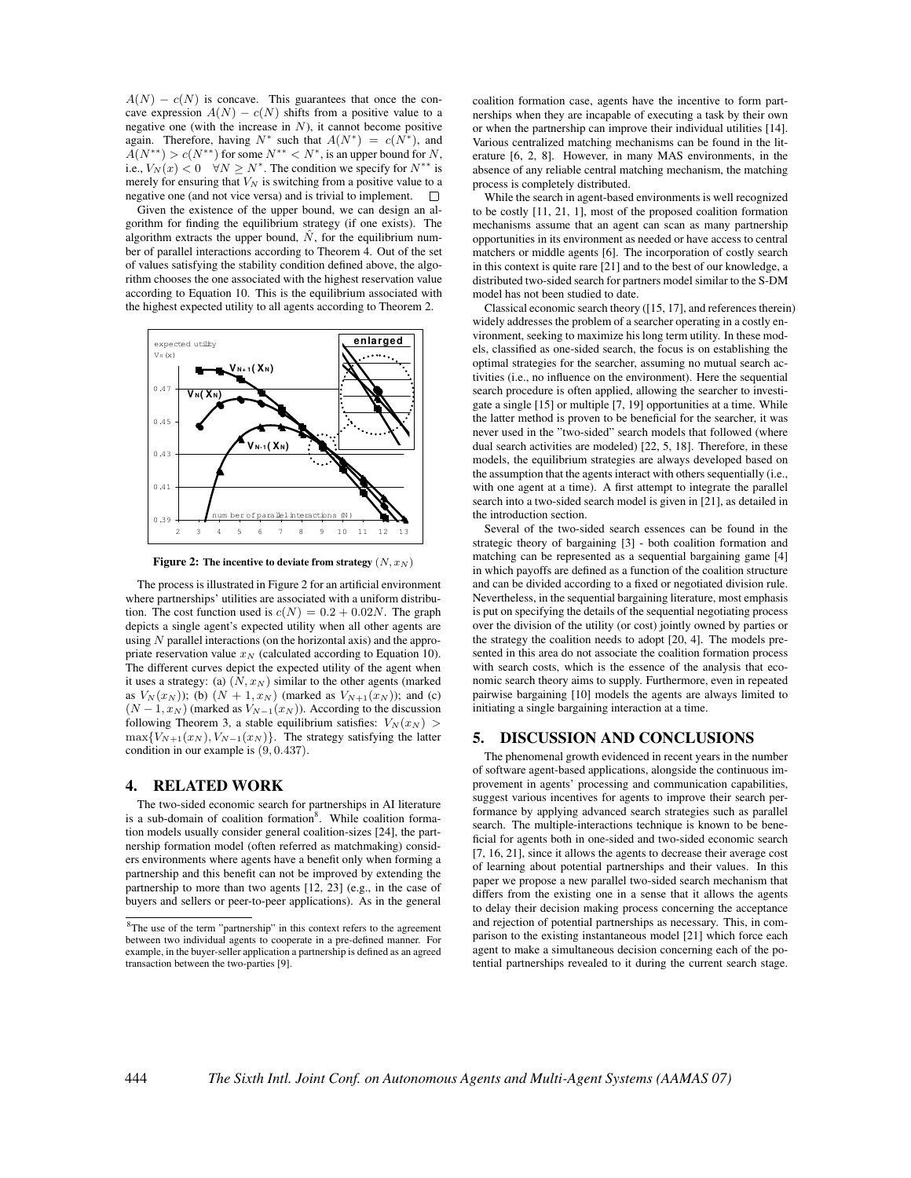$A(N) - c(N)$ is concave. This guarantees that once the concave expression $A(N) - c(N)$ shifts from a positive value to a negative one (with the increase in $N$), it cannot become positive again. Therefore, having $N^*$ such that $A(N^*) = c(N^*)$, and $A(N^{**}) > c(N^{**})$ for some $N^{**} < N^*$, is an upper bound for $N$, i.e., $V_N(x) < 0 \quad \forall N \geq N^*$. The condition we specify for $N^{**}$ is merely for ensuring that $V_N$ is switching from a positive value to a negative one (and not vice versa) and is trivial to implement. □

Given the existence of the upper bound, we can design an algorithm for finding the equilibrium strategy (if one exists). The algorithm extracts the upper bound, $\hat{N}$, for the equilibrium number of parallel interactions according to Theorem 4. Out of the set of values satisfying the stability condition defined above, the algorithm chooses the one associated with the highest reservation value according to Equation 10. This is the equilibrium associated with the highest expected utility to all agents according to Theorem 2.

**Figure 2: The incentive to deviate from strategy $(N, x_N)$**

The process is illustrated in Figure 2 for an artificial environment where partnerships' utilities are associated with a uniform distribution. The cost function used is $c(N) = 0.2 + 0.02N$. The graph depicts a single agent's expected utility when all other agents are using $N$ parallel interactions (on the horizontal axis) and the appropriate reservation value $x_N$ (calculated according to Equation 10). The different curves depict the expected utility of the agent when it uses a strategy: (a) $(N, x_N)$ similar to the other agents (marked as $V_N(x_N)$); (b) $(N + 1, x_N)$ (marked as $V_{N+1}(x_N)$); and (c) $(N - 1, x_N)$ (marked as $V_{N-1}(x_N)$). According to the discussion following Theorem 3, a stable equilibrium satisfies: $V_N(x_N) > \max\{V_{N+1}(x_N), V_{N-1}(x_N)\}$. The strategy satisfying the latter condition in our example is $(9, 0.437)$.

## 4. RELATED WORK

The two-sided economic search for partnerships in AI literature is a sub-domain of coalition formation[8]. While coalition formation models usually consider general coalition-sizes [24], the partnership formation model (often referred as matchmaking) considers environments where agents have a benefit only when forming a partnership and this benefit can not be improved by extending the partnership to more than two agents [12, 23] (e.g., in the case of buyers and sellers or peer-to-peer applications). As in the general coalition formation case, agents have the incentive to form partnerships when they are incapable of executing a task by their own or when the partnership can improve their individual utilities [14]. Various centralized matching mechanisms can be found in the literature [6, 2, 8]. However, in many MAS environments, in the absence of any reliable central matching mechanism, the matching process is completely distributed.

While the search in agent-based environments is well recognized to be costly [11, 21, 1], most of the proposed coalition formation mechanisms assume that an agent can scan as many partnership opportunities in its environment as needed or have access to central matchers or middle agents [6]. The incorporation of costly search in this context is quite rare [21] and to the best of our knowledge, a distributed two-sided search for partners model similar to the S-DM model has not been studied to date.

Classical economic search theory ([15, 17], and references therein) widely addresses the problem of a searcher operating in a costly environment, seeking to maximize his long term utility. In these models, classified as one-sided search, the focus is on establishing the optimal strategies for the searcher, assuming no mutual search activities (i.e., no influence on the environment). Here the sequential search procedure is often applied, allowing the searcher to investigate a single [15] or multiple [7, 19] opportunities at a time. While the latter method is proven to be beneficial for the searcher, it was never used in the "two-sided" search models that followed (where dual search activities are modeled) [22, 5, 18]. Therefore, in these models, the equilibrium strategies are always developed based on the assumption that the agents interact with others sequentially (i.e., with one agent at a time). A first attempt to integrate the parallel search into a two-sided search model is given in [21], as detailed in the introduction section.

Several of the two-sided search essences can be found in the strategic theory of bargaining [3] - both coalition formation and matching can be represented as a sequential bargaining game [4] in which payoffs are defined as a function of the coalition structure and can be divided according to a fixed or negotiated division rule. Nevertheless, in the sequential bargaining literature, most emphasis is put on specifying the details of the sequential negotiating process over the division of the utility (or cost) jointly owned by parties or the strategy the coalition needs to adopt [20, 4]. The models presented in this area do not associate the coalition formation process with search costs, which is the essence of the analysis that economic search theory aims to supply. Furthermore, even in repeated pairwise bargaining [10] models the agents are always limited to initiating a single bargaining interaction at a time.

## 5. DISCUSSION AND CONCLUSIONS

The phenomenal growth evidenced in recent years in the number of software agent-based applications, alongside the continuous improvement in agents' processing and communication capabilities, suggest various incentives for agents to improve their search performance by applying advanced search strategies such as parallel search. The multiple-interactions technique is known to be beneficial for agents both in one-sided and two-sided economic search [7, 16, 21], since it allows the agents to decrease their average cost of learning about potential partnerships and their values. In this paper we propose a new parallel two-sided search mechanism that differs from the existing one in a sense that it allows the agents to delay their decision making process concerning the acceptance and rejection of potential partnerships as necessary. This, in comparison to the existing instantaneous model [21] which force each agent to make a simultaneous decision concerning each of the potential partnerships revealed to it during the current search stage.

[8] The use of the term "partnership" in this context refers to the agreement between two individual agents to cooperate in a pre-defined manner. For example, in the buyer-seller application a partnership is defined as an agreed transaction between the two-parties [9].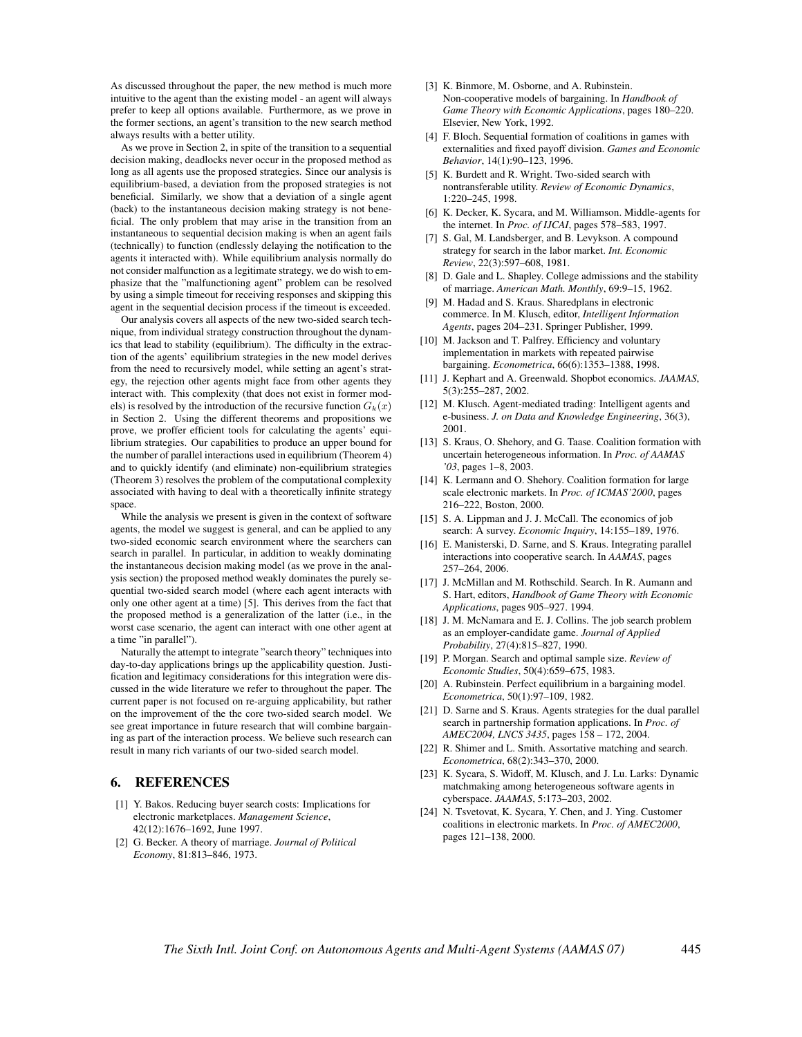As discussed throughout the paper, the new method is much more intuitive to the agent than the existing model - an agent will always prefer to keep all options available. Furthermore, as we prove in the former sections, an agent's transition to the new search method always results with a better utility.

As we prove in Section 2, in spite of the transition to a sequential decision making, deadlocks never occur in the proposed method as long as all agents use the proposed strategies. Since our analysis is equilibrium-based, a deviation from the proposed strategies is not beneficial. Similarly, we show that a deviation of a single agent (back) to the instantaneous decision making strategy is not beneficial. The only problem that may arise in the transition from an instantaneous to sequential decision making is when an agent fails (technically) to function (endlessly delaying the notification to the agents it interacted with). While equilibrium analysis normally do not consider malfunction as a legitimate strategy, we do wish to emphasize that the "malfunctioning agent" problem can be resolved by using a simple timeout for receiving responses and skipping this agent in the sequential decision process if the timeout is exceeded.

Our analysis covers all aspects of the new two-sided search technique, from individual strategy construction throughout the dynamics that lead to stability (equilibrium). The difficulty in the extraction of the agents' equilibrium strategies in the new model derives from the need to recursively model, while setting an agent's strategy, the rejection other agents might face from other agents they interact with. This complexity (that does not exist in former models) is resolved by the introduction of the recursive function $G_k(x)$ in Section 2. Using the different theorems and propositions we prove, we proffer efficient tools for calculating the agents' equilibrium strategies. Our capabilities to produce an upper bound for the number of parallel interactions used in equilibrium (Theorem 4) and to quickly identify (and eliminate) non-equilibrium strategies (Theorem 3) resolves the problem of the computational complexity associated with having to deal with a theoretically infinite strategy space.

While the analysis we present is given in the context of software agents, the model we suggest is general, and can be applied to any two-sided economic search environment where the searchers can search in parallel. In particular, in addition to weakly dominating the instantaneous decision making model (as we prove in the analysis section) the proposed method weakly dominates the purely sequential two-sided search model (where each agent interacts with only one other agent at a time) [5]. This derives from the fact that the proposed method is a generalization of the latter (i.e., in the worst case scenario, the agent can interact with one other agent at a time "in parallel").

Naturally the attempt to integrate "search theory" techniques into day-to-day applications brings up the applicability question. Justification and legitimacy considerations for this integration were discussed in the wide literature we refer to throughout the paper. The current paper is not focused on re-arguing applicability, but rather on the improvement of the the core two-sided search model. We see great importance in future research that will combine bargaining as part of the interaction process. We believe such research can result in many rich variants of our two-sided search model.

## 6. REFERENCES

[1] Y. Bakos. Reducing buyer search costs: Implications for electronic marketplaces. *Management Science*, 42(12):1676–1692, June 1997.

[2] G. Becker. A theory of marriage. *Journal of Political Economy*, 81:813–846, 1973.

[3] K. Binmore, M. Osborne, and A. Rubinstein. Non-cooperative models of bargaining. In *Handbook of Game Theory with Economic Applications*, pages 180–220. Elsevier, New York, 1992.

[4] F. Bloch. Sequential formation of coalitions in games with externalities and fixed payoff division. *Games and Economic Behavior*, 14(1):90–123, 1996.

[5] K. Burdett and R. Wright. Two-sided search with nontransferable utility. *Review of Economic Dynamics*, 1:220–245, 1998.

[6] K. Decker, K. Sycara, and M. Williamson. Middle-agents for the internet. In *Proc. of IJCAI*, pages 578–583, 1997.

[7] S. Gal, M. Landsberger, and B. Levykson. A compound strategy for search in the labor market. *Int. Economic Review*, 22(3):597–608, 1981.

[8] D. Gale and L. Shapley. College admissions and the stability of marriage. *American Math. Monthly*, 69:9–15, 1962.

[9] M. Hadad and S. Kraus. Sharedplans in electronic commerce. In M. Klusch, editor, *Intelligent Information Agents*, pages 204–231. Springer Publisher, 1999.

[10] M. Jackson and T. Palfrey. Efficiency and voluntary implementation in markets with repeated pairwise bargaining. *Econometrica*, 66(6):1353–1388, 1998.

[11] J. Kephart and A. Greenwald. Shopbot economics. *JAAMAS*, 5(3):255–287, 2002.

[12] M. Klusch. Agent-mediated trading: Intelligent agents and e-business. *J. on Data and Knowledge Engineering*, 36(3), 2001.

[13] S. Kraus, O. Shehory, and G. Taase. Coalition formation with uncertain heterogeneous information. In *Proc. of AAMAS '03*, pages 1–8, 2003.

[14] K. Lermann and O. Shehory. Coalition formation for large scale electronic markets. In *Proc. of ICMAS'2000*, pages 216–222, Boston, 2000.

[15] S. A. Lippman and J. J. McCall. The economics of job search: A survey. *Economic Inquiry*, 14:155–189, 1976.

[16] E. Manisterski, D. Sarne, and S. Kraus. Integrating parallel interactions into cooperative search. In *AAMAS*, pages 257–264, 2006.

[17] J. McMillan and M. Rothschild. Search. In R. Aumann and S. Hart, editors, *Handbook of Game Theory with Economic Applications*, pages 905–927. 1994.

[18] J. M. McNamara and E. J. Collins. The job search problem as an employer-candidate game. *Journal of Applied Probability*, 27(4):815–827, 1990.

[19] P. Morgan. Search and optimal sample size. *Review of Economic Studies*, 50(4):659–675, 1983.

[20] A. Rubinstein. Perfect equilibrium in a bargaining model. *Econometrica*, 50(1):97–109, 1982.

[21] D. Sarne and S. Kraus. Agents strategies for the dual parallel search in partnership formation applications. In *Proc. of AMEC2004, LNCS 3435*, pages 158 – 172, 2004.

[22] R. Shimer and L. Smith. Assortative matching and search. *Econometrica*, 68(2):343–370, 2000.

[23] K. Sycara, S. Widoff, M. Klusch, and J. Lu. Larks: Dynamic matchmaking among heterogeneous software agents in cyberspace. *JAAMAS*, 5:173–203, 2002.

[24] N. Tsvetovat, K. Sycara, Y. Chen, and J. Ying. Customer coalitions in electronic markets. In *Proc. of AMEC2000*, pages 121–138, 2000.